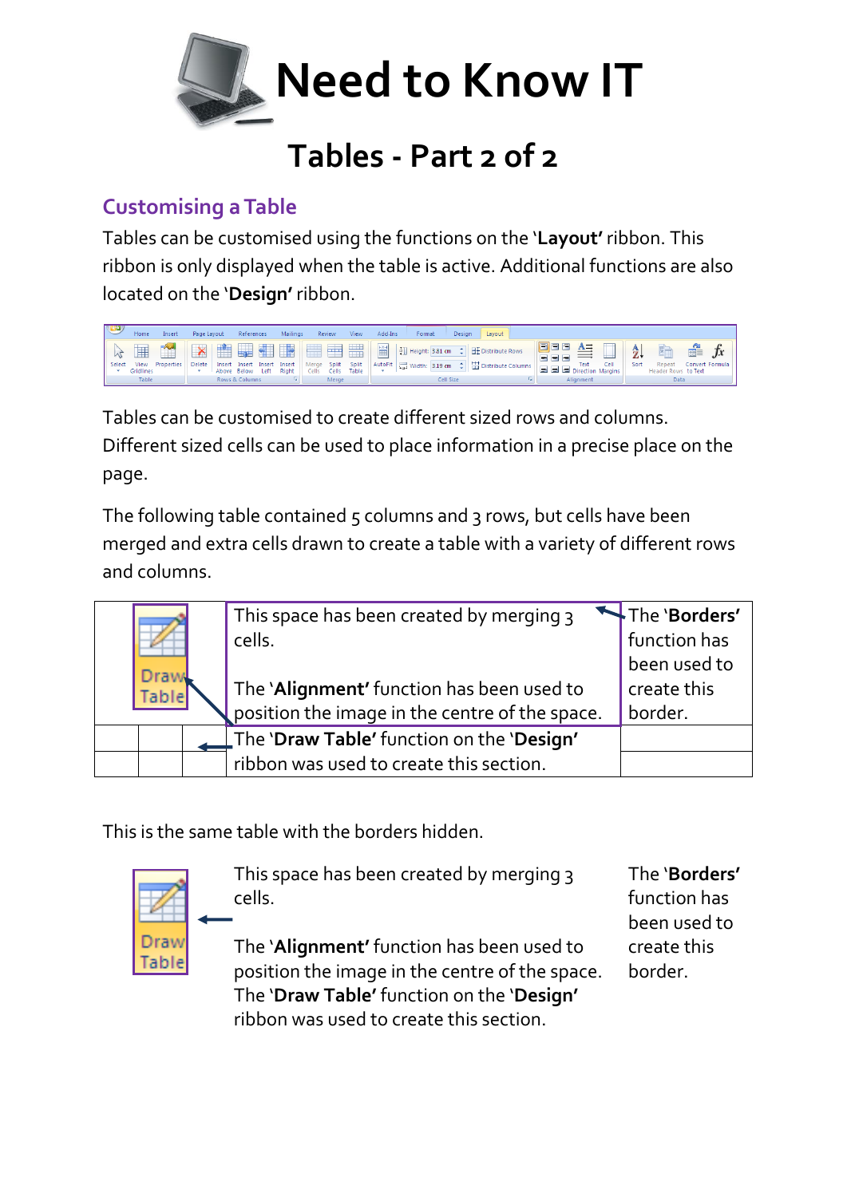# Need to Know IT

## Tables - Part 2 of 2

### Customising a Table

Tables can be customised using the functions on the '**Layout'** ribbon. This ribbon is only displayed when the table is active. Additional functions are also located on the '**Design'** ribbon.

Tables can be customised to create different sized rows and columns. Different sized cells can be used to place information in a precise place on the page.

The following table contained 5 columns and 3 rows, but cells have been merged and extra cells drawn to create a table with a variety of different rows and columns.

| | | | | |
|---|---|---|---|---|
| Draw Table | | | This space has been created by merging 3 cells.<br><br>The '**Alignment'** function has been used to position the image in the centre of the space. | The '**Borders'** function has been used to create this border. |
| | | | The '**Draw Table'** function on the '**Design'** ribbon was used to create this section. | |
| | | | | |

This is the same table with the borders hidden.

Draw Table

This space has been created by merging 3 cells.

The '**Alignment'** function has been used to position the image in the centre of the space.
The '**Draw Table'** function on the '**Design'** ribbon was used to create this section.

The '**Borders'** function has been used to create this border.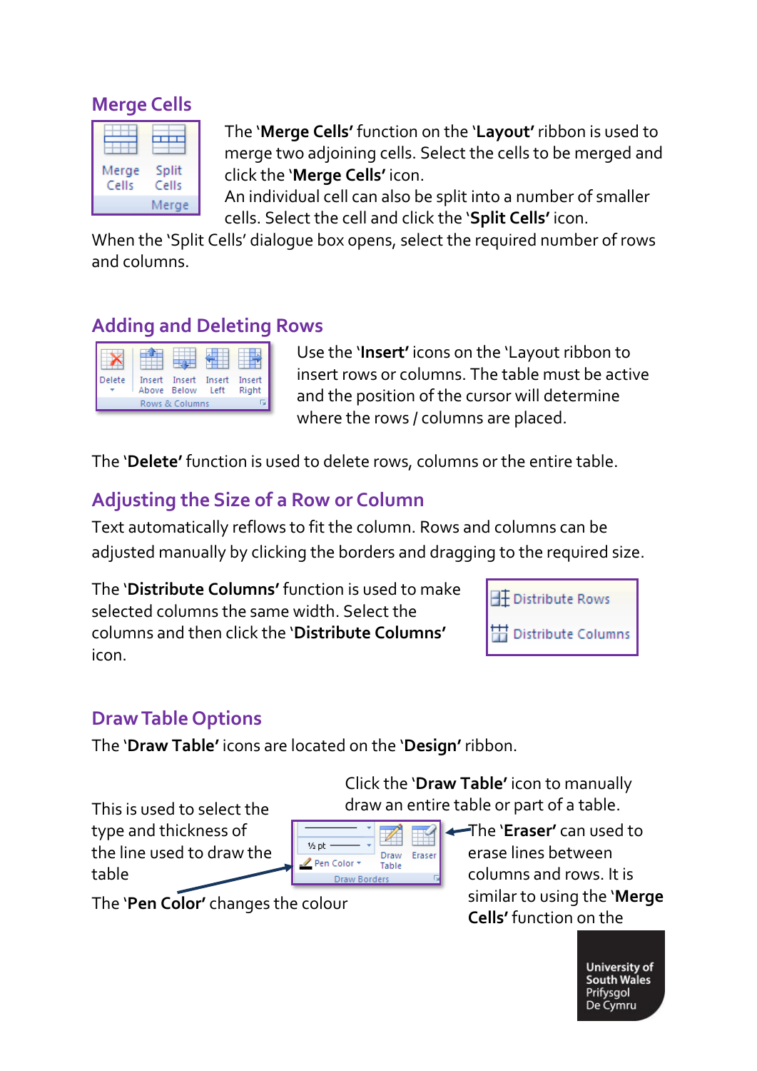## Merge Cells

The '**Merge Cells'** function on the '**Layout'** ribbon is used to merge two adjoining cells. Select the cells to be merged and click the '**Merge Cells'** icon.

An individual cell can also be split into a number of smaller cells. Select the cell and click the '**Split Cells'** icon.

When the 'Split Cells' dialogue box opens, select the required number of rows and columns.

## Adding and Deleting Rows

Use the '**Insert'** icons on the 'Layout ribbon to insert rows or columns. The table must be active and the position of the cursor will determine where the rows / columns are placed.

The '**Delete'** function is used to delete rows, columns or the entire table.

## Adjusting the Size of a Row or Column

Text automatically reflows to fit the column. Rows and columns can be adjusted manually by clicking the borders and dragging to the required size.

The '**Distribute Columns'** function is used to make selected columns the same width. Select the columns and then click the '**Distribute Columns'** icon.

## Draw Table Options

The '**Draw Table'** icons are located on the '**Design'** ribbon.

Click the '**Draw Table'** icon to manually draw an entire table or part of a table.

This is used to select the type and thickness of the line used to draw the table

The '**Pen Color'** changes the colour

The '**Eraser'** can used to erase lines between columns and rows. It is similar to using the '**Merge Cells'** function on the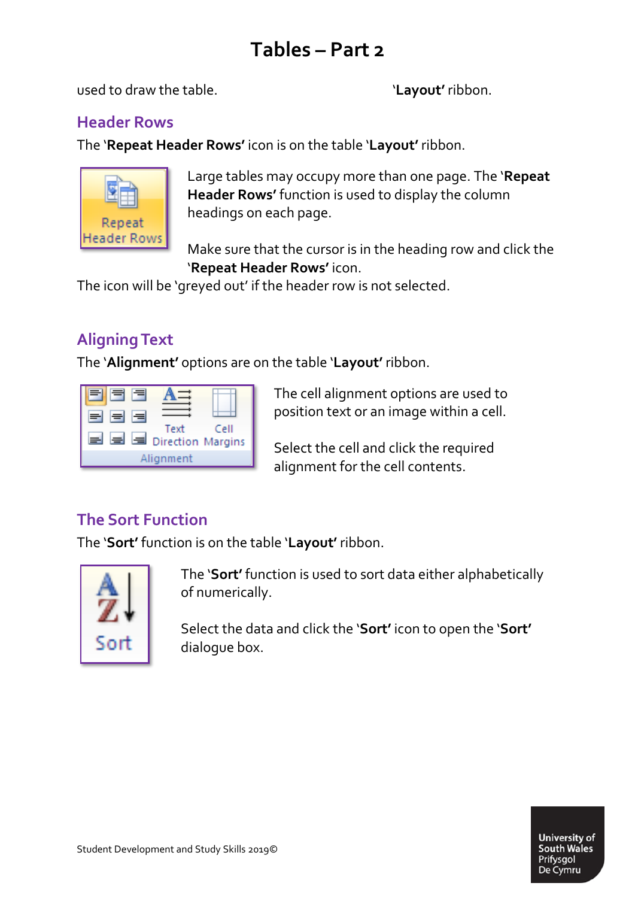used to draw the table.

'**Layout'** ribbon.

## Header Rows

The '**Repeat Header Rows'** icon is on the table '**Layout'** ribbon.

Large tables may occupy more than one page. The '**Repeat Header Rows'** function is used to display the column headings on each page.

Make sure that the cursor is in the heading row and click the '**Repeat Header Rows'** icon.

The icon will be 'greyed out' if the header row is not selected.

## Aligning Text

The '**Alignment'** options are on the table '**Layout'** ribbon.

The cell alignment options are used to position text or an image within a cell.

Select the cell and click the required alignment for the cell contents.

## The Sort Function

The '**Sort'** function is on the table '**Layout'** ribbon.

The '**Sort'** function is used to sort data either alphabetically of numerically.

Select the data and click the '**Sort'** icon to open the '**Sort'** dialogue box.